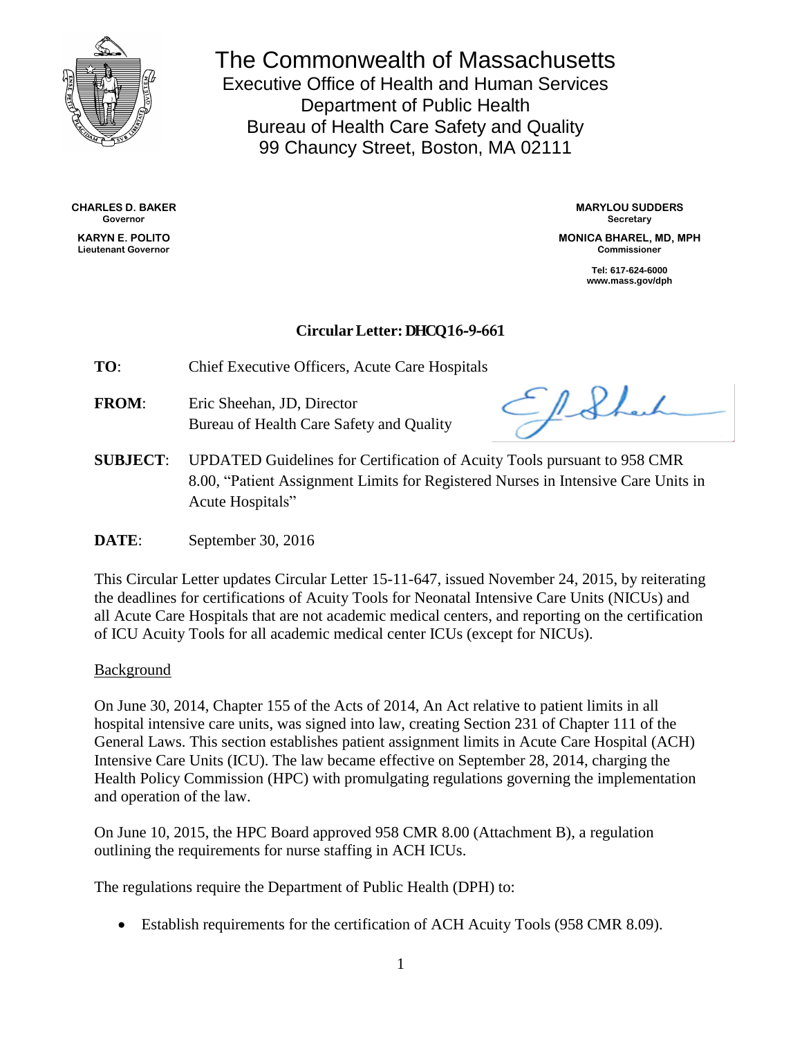# The Commonwealth of Massachusetts

Executive Office of Health and Human Services
Department of Public Health
Bureau of Health Care Safety and Quality
99 Chauncy Street, Boston, MA 02111

**CHARLES D. BAKER**
**Governor**

**KARYN E. POLITO**
**Lieutenant Governor**

**MARYLOU SUDDERS**
**Secretary**

**MONICA BHAREL, MD, MPH**
**Commissioner**

**Tel: 617-624-6000**
**www.mass.gov/dph**

## Circular Letter: DHCQ16-9-661

**TO**: Chief Executive Officers, Acute Care Hospitals

**FROM**: Eric Sheehan, JD, Director
Bureau of Health Care Safety and Quality

**SUBJECT**: UPDATED Guidelines for Certification of Acuity Tools pursuant to 958 CMR 8.00, "Patient Assignment Limits for Registered Nurses in Intensive Care Units in Acute Hospitals"

**DATE**: September 30, 2016

This Circular Letter updates Circular Letter 15-11-647, issued November 24, 2015, by reiterating the deadlines for certifications of Acuity Tools for Neonatal Intensive Care Units (NICUs) and all Acute Care Hospitals that are not academic medical centers, and reporting on the certification of ICU Acuity Tools for all academic medical center ICUs (except for NICUs).

### Background

On June 30, 2014, Chapter 155 of the Acts of 2014, An Act relative to patient limits in all hospital intensive care units, was signed into law, creating Section 231 of Chapter 111 of the General Laws. This section establishes patient assignment limits in Acute Care Hospital (ACH) Intensive Care Units (ICU). The law became effective on September 28, 2014, charging the Health Policy Commission (HPC) with promulgating regulations governing the implementation and operation of the law.

On June 10, 2015, the HPC Board approved 958 CMR 8.00 (Attachment B), a regulation outlining the requirements for nurse staffing in ACH ICUs.

The regulations require the Department of Public Health (DPH) to:

- Establish requirements for the certification of ACH Acuity Tools (958 CMR 8.09).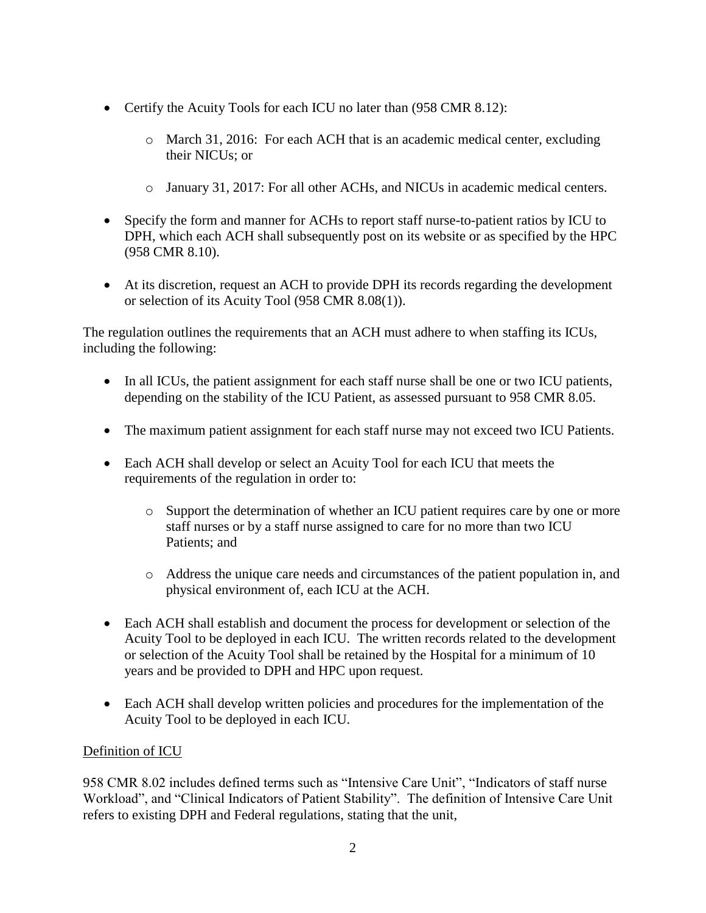- Certify the Acuity Tools for each ICU no later than (958 CMR 8.12):
    - March 31, 2016: For each ACH that is an academic medical center, excluding their NICUs; or
    - January 31, 2017: For all other ACHs, and NICUs in academic medical centers.
- Specify the form and manner for ACHs to report staff nurse-to-patient ratios by ICU to DPH, which each ACH shall subsequently post on its website or as specified by the HPC (958 CMR 8.10).
- At its discretion, request an ACH to provide DPH its records regarding the development or selection of its Acuity Tool (958 CMR 8.08(1)).

The regulation outlines the requirements that an ACH must adhere to when staffing its ICUs, including the following:

- In all ICUs, the patient assignment for each staff nurse shall be one or two ICU patients, depending on the stability of the ICU Patient, as assessed pursuant to 958 CMR 8.05.
- The maximum patient assignment for each staff nurse may not exceed two ICU Patients.
- Each ACH shall develop or select an Acuity Tool for each ICU that meets the requirements of the regulation in order to:
    - Support the determination of whether an ICU patient requires care by one or more staff nurses or by a staff nurse assigned to care for no more than two ICU Patients; and
    - Address the unique care needs and circumstances of the patient population in, and physical environment of, each ICU at the ACH.
- Each ACH shall establish and document the process for development or selection of the Acuity Tool to be deployed in each ICU. The written records related to the development or selection of the Acuity Tool shall be retained by the Hospital for a minimum of 10 years and be provided to DPH and HPC upon request.
- Each ACH shall develop written policies and procedures for the implementation of the Acuity Tool to be deployed in each ICU.

Definition of ICU

958 CMR 8.02 includes defined terms such as "Intensive Care Unit", "Indicators of staff nurse Workload", and "Clinical Indicators of Patient Stability". The definition of Intensive Care Unit refers to existing DPH and Federal regulations, stating that the unit,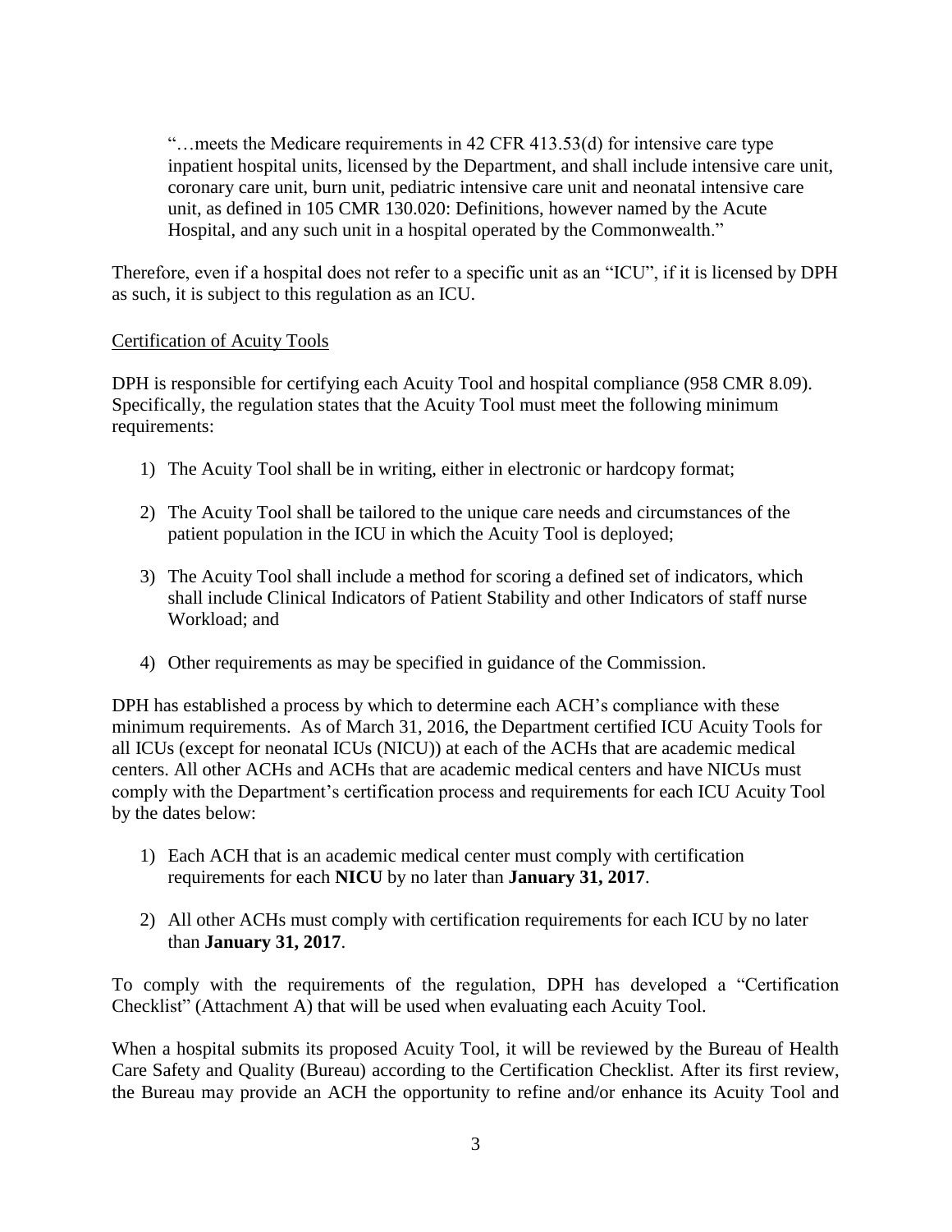> "…meets the Medicare requirements in 42 CFR 413.53(d) for intensive care type inpatient hospital units, licensed by the Department, and shall include intensive care unit, coronary care unit, burn unit, pediatric intensive care unit and neonatal intensive care unit, as defined in 105 CMR 130.020: Definitions, however named by the Acute Hospital, and any such unit in a hospital operated by the Commonwealth."

Therefore, even if a hospital does not refer to a specific unit as an "ICU", if it is licensed by DPH as such, it is subject to this regulation as an ICU.

Certification of Acuity Tools

DPH is responsible for certifying each Acuity Tool and hospital compliance (958 CMR 8.09). Specifically, the regulation states that the Acuity Tool must meet the following minimum requirements:

1) The Acuity Tool shall be in writing, either in electronic or hardcopy format;

2) The Acuity Tool shall be tailored to the unique care needs and circumstances of the patient population in the ICU in which the Acuity Tool is deployed;

3) The Acuity Tool shall include a method for scoring a defined set of indicators, which shall include Clinical Indicators of Patient Stability and other Indicators of staff nurse Workload; and

4) Other requirements as may be specified in guidance of the Commission.

DPH has established a process by which to determine each ACH's compliance with these minimum requirements. As of March 31, 2016, the Department certified ICU Acuity Tools for all ICUs (except for neonatal ICUs (NICU)) at each of the ACHs that are academic medical centers. All other ACHs and ACHs that are academic medical centers and have NICUs must comply with the Department's certification process and requirements for each ICU Acuity Tool by the dates below:

1) Each ACH that is an academic medical center must comply with certification requirements for each **NICU** by no later than **January 31, 2017**.

2) All other ACHs must comply with certification requirements for each ICU by no later than **January 31, 2017**.

To comply with the requirements of the regulation, DPH has developed a "Certification Checklist" (Attachment A) that will be used when evaluating each Acuity Tool.

When a hospital submits its proposed Acuity Tool, it will be reviewed by the Bureau of Health Care Safety and Quality (Bureau) according to the Certification Checklist. After its first review, the Bureau may provide an ACH the opportunity to refine and/or enhance its Acuity Tool and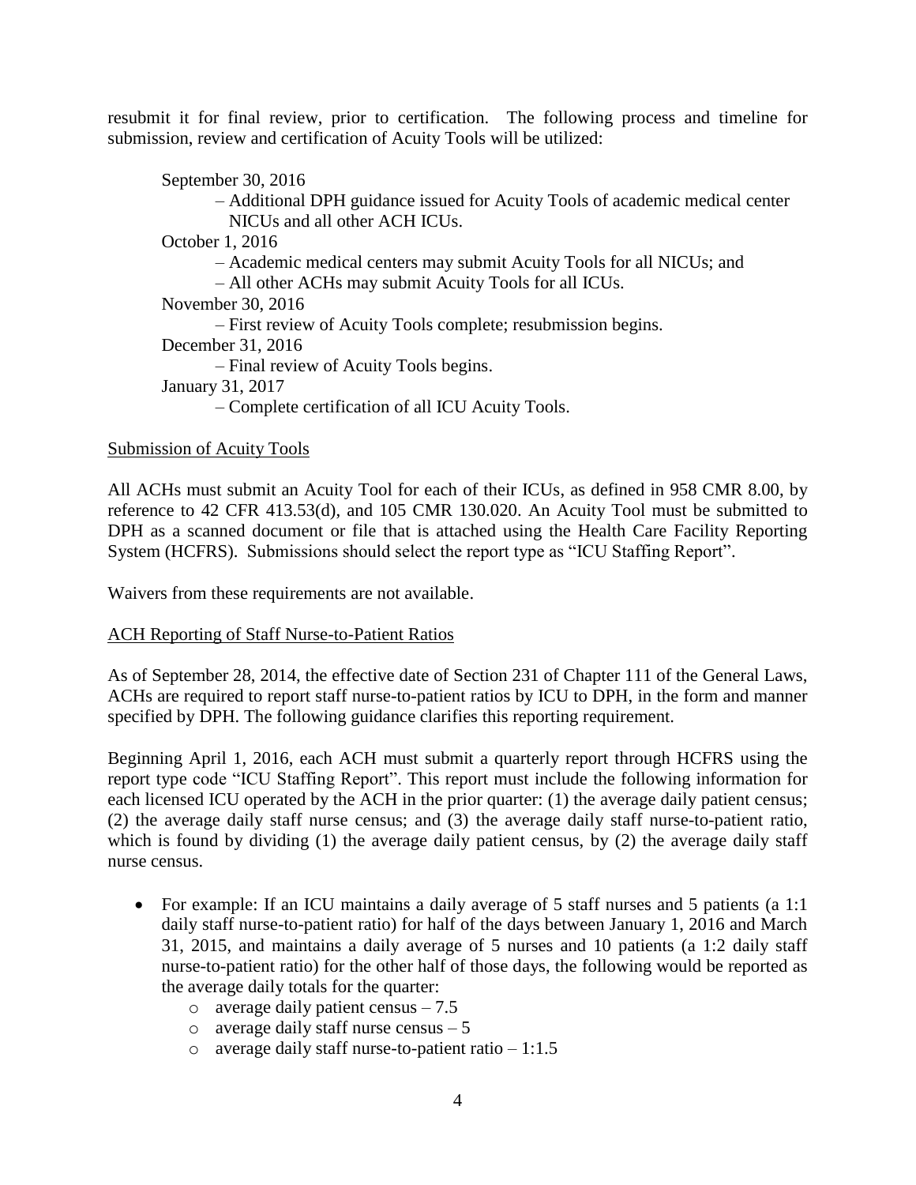resubmit it for final review, prior to certification. The following process and timeline for submission, review and certification of Acuity Tools will be utilized:

September 30, 2016
– Additional DPH guidance issued for Acuity Tools of academic medical center NICUs and all other ACH ICUs.

October 1, 2016
– Academic medical centers may submit Acuity Tools for all NICUs; and
– All other ACHs may submit Acuity Tools for all ICUs.

November 30, 2016
– First review of Acuity Tools complete; resubmission begins.

December 31, 2016
– Final review of Acuity Tools begins.

January 31, 2017
– Complete certification of all ICU Acuity Tools.

Submission of Acuity Tools

All ACHs must submit an Acuity Tool for each of their ICUs, as defined in 958 CMR 8.00, by reference to 42 CFR 413.53(d), and 105 CMR 130.020. An Acuity Tool must be submitted to DPH as a scanned document or file that is attached using the Health Care Facility Reporting System (HCFRS). Submissions should select the report type as "ICU Staffing Report".

Waivers from these requirements are not available.

ACH Reporting of Staff Nurse-to-Patient Ratios

As of September 28, 2014, the effective date of Section 231 of Chapter 111 of the General Laws, ACHs are required to report staff nurse-to-patient ratios by ICU to DPH, in the form and manner specified by DPH. The following guidance clarifies this reporting requirement.

Beginning April 1, 2016, each ACH must submit a quarterly report through HCFRS using the report type code "ICU Staffing Report". This report must include the following information for each licensed ICU operated by the ACH in the prior quarter: (1) the average daily patient census; (2) the average daily staff nurse census; and (3) the average daily staff nurse-to-patient ratio, which is found by dividing (1) the average daily patient census, by (2) the average daily staff nurse census.

- For example: If an ICU maintains a daily average of 5 staff nurses and 5 patients (a 1:1 daily staff nurse-to-patient ratio) for half of the days between January 1, 2016 and March 31, 2015, and maintains a daily average of 5 nurses and 10 patients (a 1:2 daily staff nurse-to-patient ratio) for the other half of those days, the following would be reported as the average daily totals for the quarter:
  - average daily patient census – 7.5
  - average daily staff nurse census – 5
  - average daily staff nurse-to-patient ratio – 1:1.5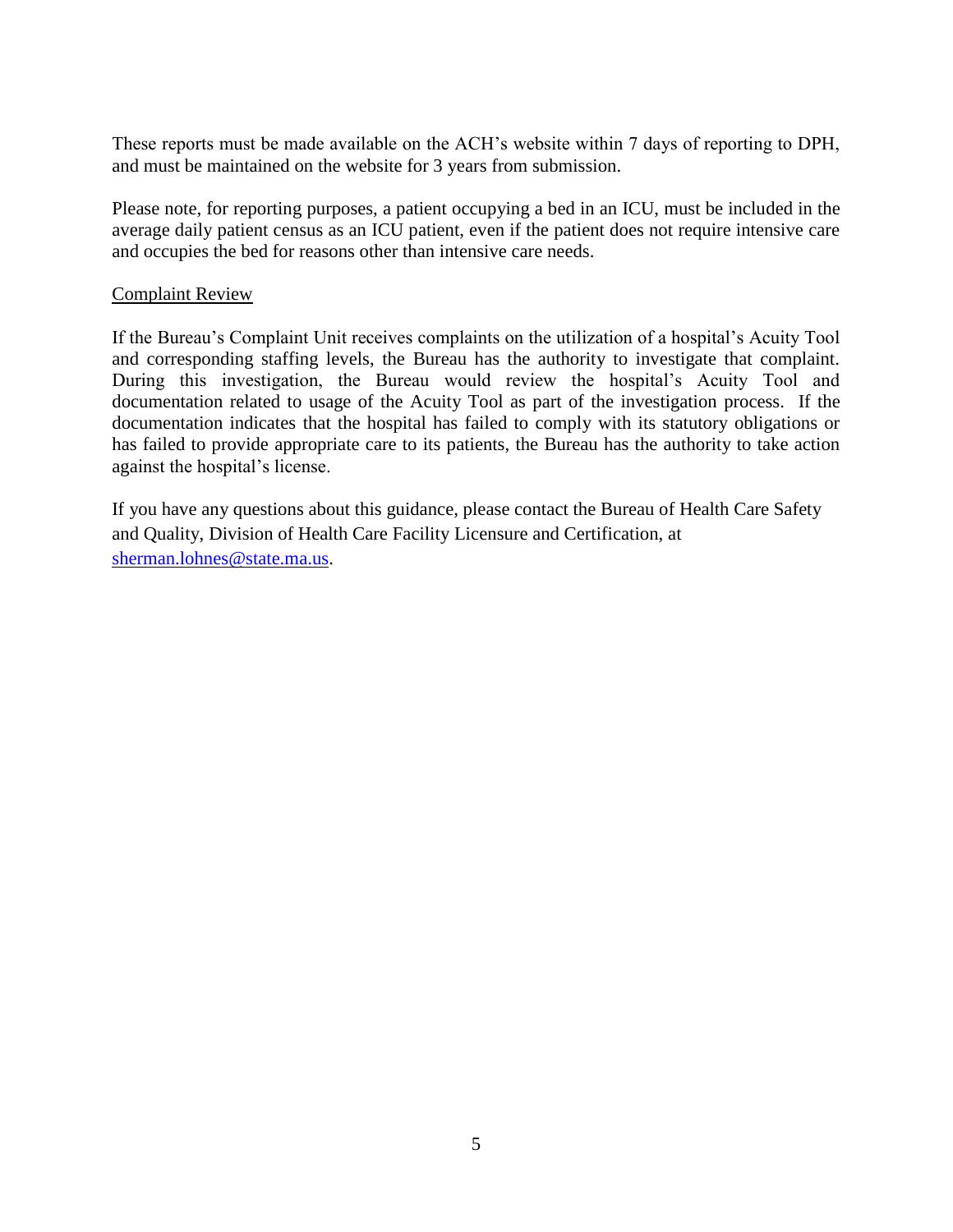These reports must be made available on the ACH's website within 7 days of reporting to DPH, and must be maintained on the website for 3 years from submission.

Please note, for reporting purposes, a patient occupying a bed in an ICU, must be included in the average daily patient census as an ICU patient, even if the patient does not require intensive care and occupies the bed for reasons other than intensive care needs.

<u>Complaint Review</u>

If the Bureau's Complaint Unit receives complaints on the utilization of a hospital's Acuity Tool and corresponding staffing levels, the Bureau has the authority to investigate that complaint. During this investigation, the Bureau would review the hospital's Acuity Tool and documentation related to usage of the Acuity Tool as part of the investigation process. If the documentation indicates that the hospital has failed to comply with its statutory obligations or has failed to provide appropriate care to its patients, the Bureau has the authority to take action against the hospital's license.

If you have any questions about this guidance, please contact the Bureau of Health Care Safety and Quality, Division of Health Care Facility Licensure and Certification, at sherman.lohnes@state.ma.us.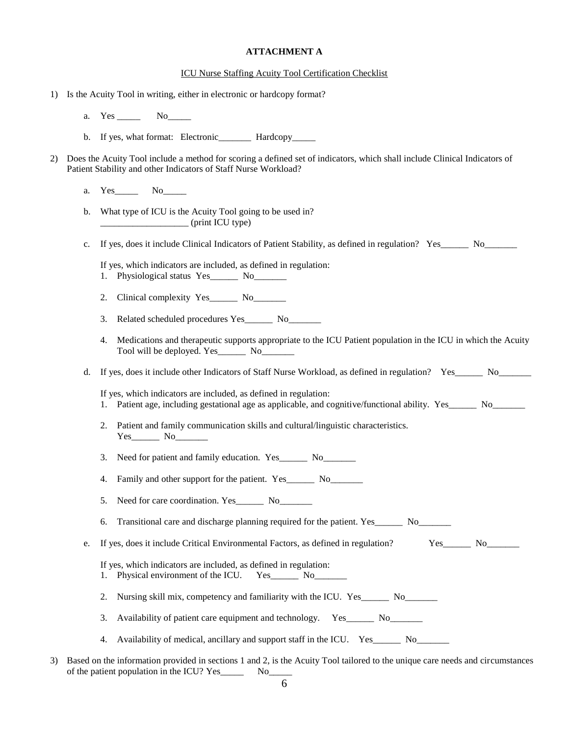**ATTACHMENT A**

ICU Nurse Staffing Acuity Tool Certification Checklist

1) Is the Acuity Tool in writing, either in electronic or hardcopy format?

   a. Yes _____ No_____

   b. If yes, what format: Electronic_______ Hardcopy_____

2) Does the Acuity Tool include a method for scoring a defined set of indicators, which shall include Clinical Indicators of Patient Stability and other Indicators of Staff Nurse Workload?

   a. Yes_____ No_____

   b. What type of ICU is the Acuity Tool going to be used in? ___________________ (print ICU type)

   c. If yes, does it include Clinical Indicators of Patient Stability, as defined in regulation? Yes______ No_______

      If yes, which indicators are included, as defined in regulation:
      1. Physiological status Yes______ No_______
      2. Clinical complexity Yes______ No_______
      3. Related scheduled procedures Yes______ No_______
      4. Medications and therapeutic supports appropriate to the ICU Patient population in the ICU in which the Acuity Tool will be deployed. Yes______ No_______

   d. If yes, does it include other Indicators of Staff Nurse Workload, as defined in regulation? Yes______ No_______

      If yes, which indicators are included, as defined in regulation:
      1. Patient age, including gestational age as applicable, and cognitive/functional ability. Yes______ No_______
      2. Patient and family communication skills and cultural/linguistic characteristics. Yes______ No_______
      3. Need for patient and family education. Yes______ No_______
      4. Family and other support for the patient. Yes______ No_______
      5. Need for care coordination. Yes______ No_______
      6. Transitional care and discharge planning required for the patient. Yes______ No_______

   e. If yes, does it include Critical Environmental Factors, as defined in regulation? Yes______ No_______

      If yes, which indicators are included, as defined in regulation:
      1. Physical environment of the ICU. Yes______ No_______
      2. Nursing skill mix, competency and familiarity with the ICU. Yes______ No_______
      3. Availability of patient care equipment and technology. Yes______ No_______
      4. Availability of medical, ancillary and support staff in the ICU. Yes______ No_______

3) Based on the information provided in sections 1 and 2, is the Acuity Tool tailored to the unique care needs and circumstances of the patient population in the ICU? Yes_____ No_____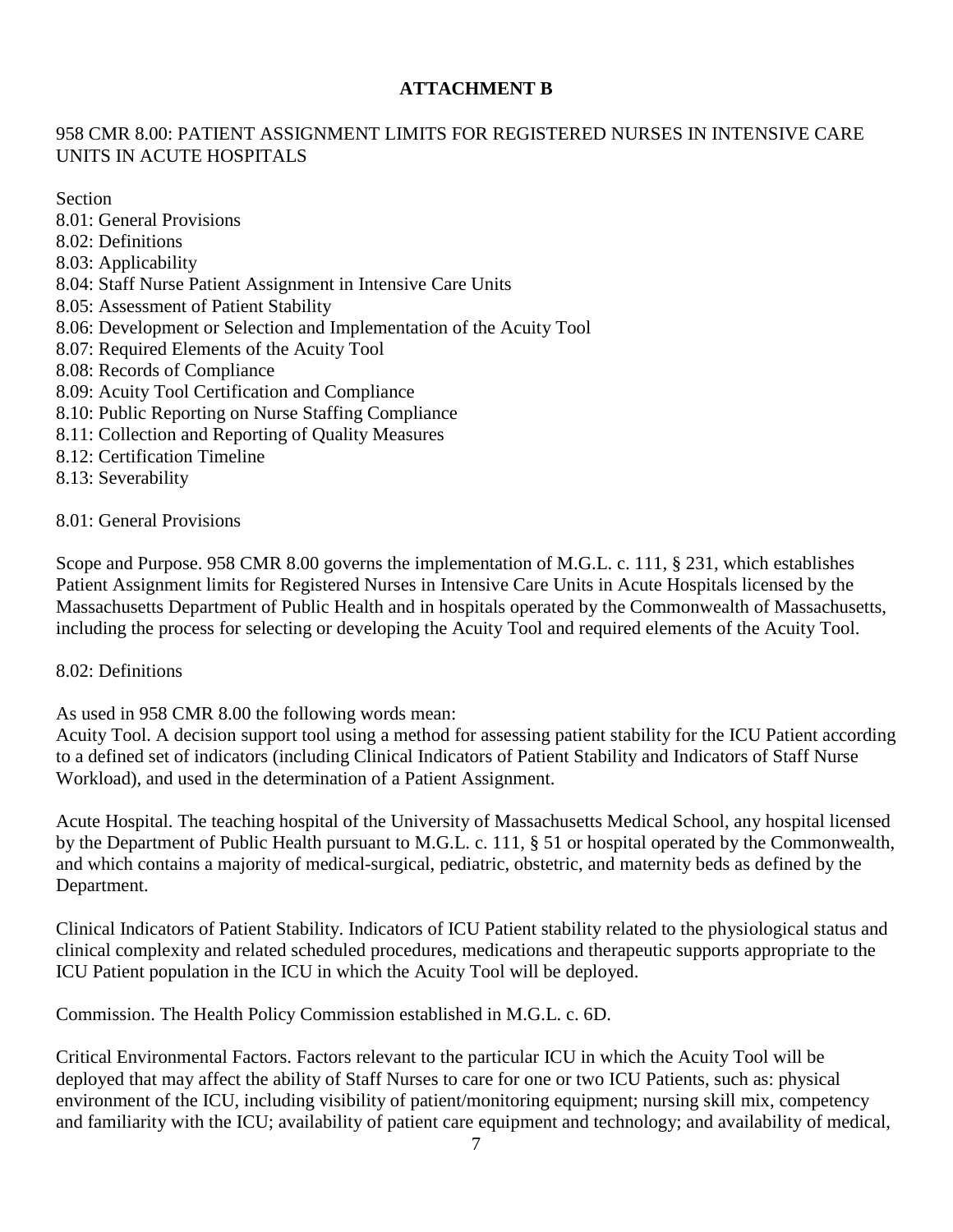## ATTACHMENT B

958 CMR 8.00: PATIENT ASSIGNMENT LIMITS FOR REGISTERED NURSES IN INTENSIVE CARE UNITS IN ACUTE HOSPITALS

Section
8.01: General Provisions
8.02: Definitions
8.03: Applicability
8.04: Staff Nurse Patient Assignment in Intensive Care Units
8.05: Assessment of Patient Stability
8.06: Development or Selection and Implementation of the Acuity Tool
8.07: Required Elements of the Acuity Tool
8.08: Records of Compliance
8.09: Acuity Tool Certification and Compliance
8.10: Public Reporting on Nurse Staffing Compliance
8.11: Collection and Reporting of Quality Measures
8.12: Certification Timeline
8.13: Severability

8.01: General Provisions

Scope and Purpose. 958 CMR 8.00 governs the implementation of M.G.L. c. 111, § 231, which establishes Patient Assignment limits for Registered Nurses in Intensive Care Units in Acute Hospitals licensed by the Massachusetts Department of Public Health and in hospitals operated by the Commonwealth of Massachusetts, including the process for selecting or developing the Acuity Tool and required elements of the Acuity Tool.

8.02: Definitions

As used in 958 CMR 8.00 the following words mean:

Acuity Tool. A decision support tool using a method for assessing patient stability for the ICU Patient according to a defined set of indicators (including Clinical Indicators of Patient Stability and Indicators of Staff Nurse Workload), and used in the determination of a Patient Assignment.

Acute Hospital. The teaching hospital of the University of Massachusetts Medical School, any hospital licensed by the Department of Public Health pursuant to M.G.L. c. 111, § 51 or hospital operated by the Commonwealth, and which contains a majority of medical-surgical, pediatric, obstetric, and maternity beds as defined by the Department.

Clinical Indicators of Patient Stability. Indicators of ICU Patient stability related to the physiological status and clinical complexity and related scheduled procedures, medications and therapeutic supports appropriate to the ICU Patient population in the ICU in which the Acuity Tool will be deployed.

Commission. The Health Policy Commission established in M.G.L. c. 6D.

Critical Environmental Factors. Factors relevant to the particular ICU in which the Acuity Tool will be deployed that may affect the ability of Staff Nurses to care for one or two ICU Patients, such as: physical environment of the ICU, including visibility of patient/monitoring equipment; nursing skill mix, competency and familiarity with the ICU; availability of patient care equipment and technology; and availability of medical,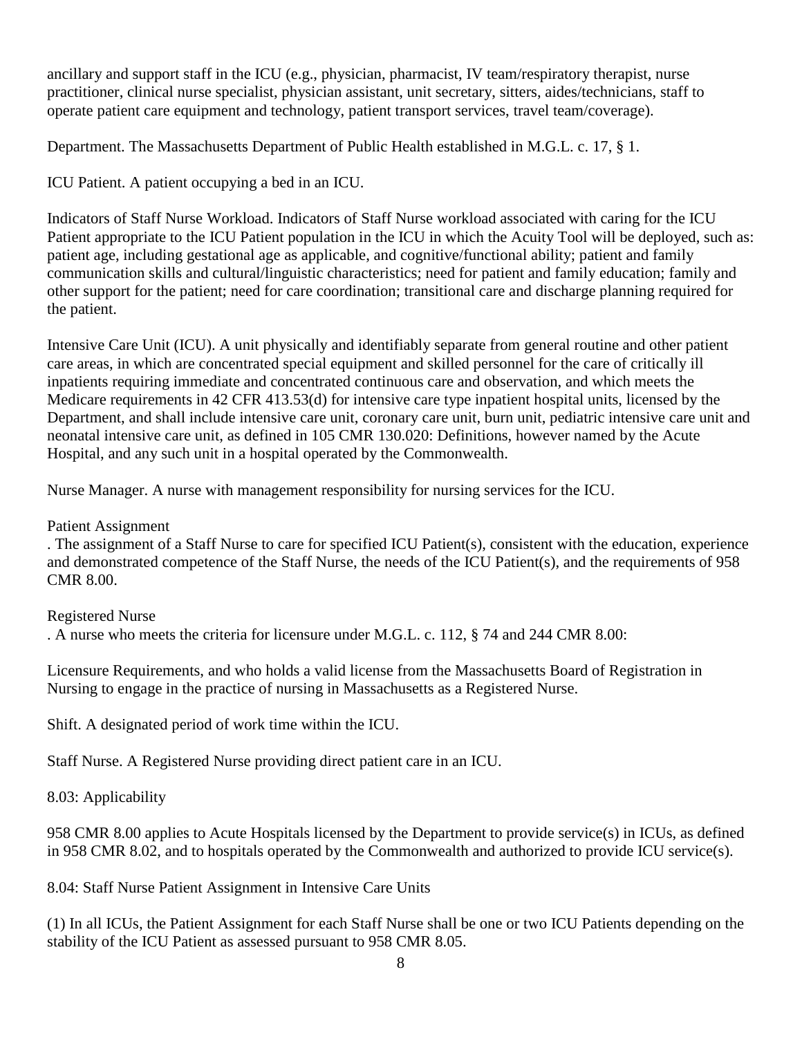ancillary and support staff in the ICU (e.g., physician, pharmacist, IV team/respiratory therapist, nurse practitioner, clinical nurse specialist, physician assistant, unit secretary, sitters, aides/technicians, staff to operate patient care equipment and technology, patient transport services, travel team/coverage).

Department. The Massachusetts Department of Public Health established in M.G.L. c. 17, § 1.

ICU Patient. A patient occupying a bed in an ICU.

Indicators of Staff Nurse Workload. Indicators of Staff Nurse workload associated with caring for the ICU Patient appropriate to the ICU Patient population in the ICU in which the Acuity Tool will be deployed, such as: patient age, including gestational age as applicable, and cognitive/functional ability; patient and family communication skills and cultural/linguistic characteristics; need for patient and family education; family and other support for the patient; need for care coordination; transitional care and discharge planning required for the patient.

Intensive Care Unit (ICU). A unit physically and identifiably separate from general routine and other patient care areas, in which are concentrated special equipment and skilled personnel for the care of critically ill inpatients requiring immediate and concentrated continuous care and observation, and which meets the Medicare requirements in 42 CFR 413.53(d) for intensive care type inpatient hospital units, licensed by the Department, and shall include intensive care unit, coronary care unit, burn unit, pediatric intensive care unit and neonatal intensive care unit, as defined in 105 CMR 130.020: Definitions, however named by the Acute Hospital, and any such unit in a hospital operated by the Commonwealth.

Nurse Manager. A nurse with management responsibility for nursing services for the ICU.

Patient Assignment

. The assignment of a Staff Nurse to care for specified ICU Patient(s), consistent with the education, experience and demonstrated competence of the Staff Nurse, the needs of the ICU Patient(s), and the requirements of 958 CMR 8.00.

Registered Nurse

. A nurse who meets the criteria for licensure under M.G.L. c. 112, § 74 and 244 CMR 8.00:

Licensure Requirements, and who holds a valid license from the Massachusetts Board of Registration in Nursing to engage in the practice of nursing in Massachusetts as a Registered Nurse.

Shift. A designated period of work time within the ICU.

Staff Nurse. A Registered Nurse providing direct patient care in an ICU.

8.03: Applicability

958 CMR 8.00 applies to Acute Hospitals licensed by the Department to provide service(s) in ICUs, as defined in 958 CMR 8.02, and to hospitals operated by the Commonwealth and authorized to provide ICU service(s).

8.04: Staff Nurse Patient Assignment in Intensive Care Units

(1) In all ICUs, the Patient Assignment for each Staff Nurse shall be one or two ICU Patients depending on the stability of the ICU Patient as assessed pursuant to 958 CMR 8.05.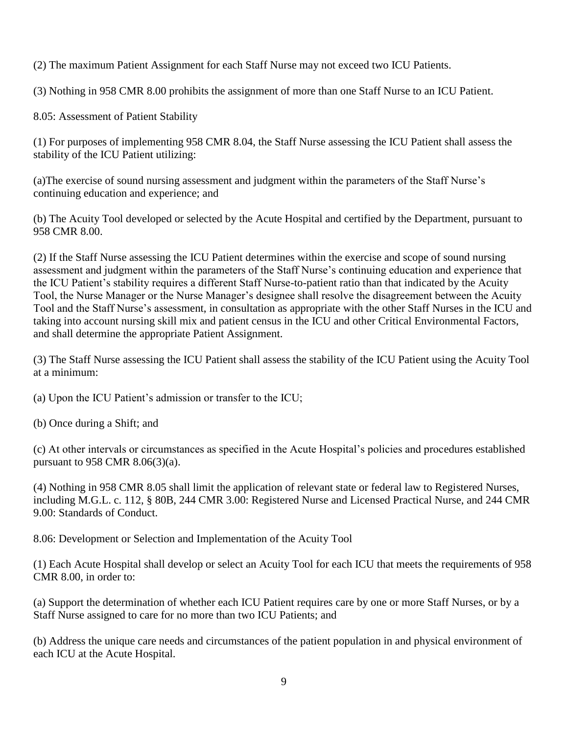(2) The maximum Patient Assignment for each Staff Nurse may not exceed two ICU Patients.

(3) Nothing in 958 CMR 8.00 prohibits the assignment of more than one Staff Nurse to an ICU Patient.

8.05: Assessment of Patient Stability

(1) For purposes of implementing 958 CMR 8.04, the Staff Nurse assessing the ICU Patient shall assess the stability of the ICU Patient utilizing:

(a)The exercise of sound nursing assessment and judgment within the parameters of the Staff Nurse's continuing education and experience; and

(b) The Acuity Tool developed or selected by the Acute Hospital and certified by the Department, pursuant to 958 CMR 8.00.

(2) If the Staff Nurse assessing the ICU Patient determines within the exercise and scope of sound nursing assessment and judgment within the parameters of the Staff Nurse's continuing education and experience that the ICU Patient's stability requires a different Staff Nurse-to-patient ratio than that indicated by the Acuity Tool, the Nurse Manager or the Nurse Manager's designee shall resolve the disagreement between the Acuity Tool and the Staff Nurse's assessment, in consultation as appropriate with the other Staff Nurses in the ICU and taking into account nursing skill mix and patient census in the ICU and other Critical Environmental Factors, and shall determine the appropriate Patient Assignment.

(3) The Staff Nurse assessing the ICU Patient shall assess the stability of the ICU Patient using the Acuity Tool at a minimum:

(a) Upon the ICU Patient's admission or transfer to the ICU;

(b) Once during a Shift; and

(c) At other intervals or circumstances as specified in the Acute Hospital's policies and procedures established pursuant to 958 CMR 8.06(3)(a).

(4) Nothing in 958 CMR 8.05 shall limit the application of relevant state or federal law to Registered Nurses, including M.G.L. c. 112, § 80B, 244 CMR 3.00: Registered Nurse and Licensed Practical Nurse, and 244 CMR 9.00: Standards of Conduct.

8.06: Development or Selection and Implementation of the Acuity Tool

(1) Each Acute Hospital shall develop or select an Acuity Tool for each ICU that meets the requirements of 958 CMR 8.00, in order to:

(a) Support the determination of whether each ICU Patient requires care by one or more Staff Nurses, or by a Staff Nurse assigned to care for no more than two ICU Patients; and

(b) Address the unique care needs and circumstances of the patient population in and physical environment of each ICU at the Acute Hospital.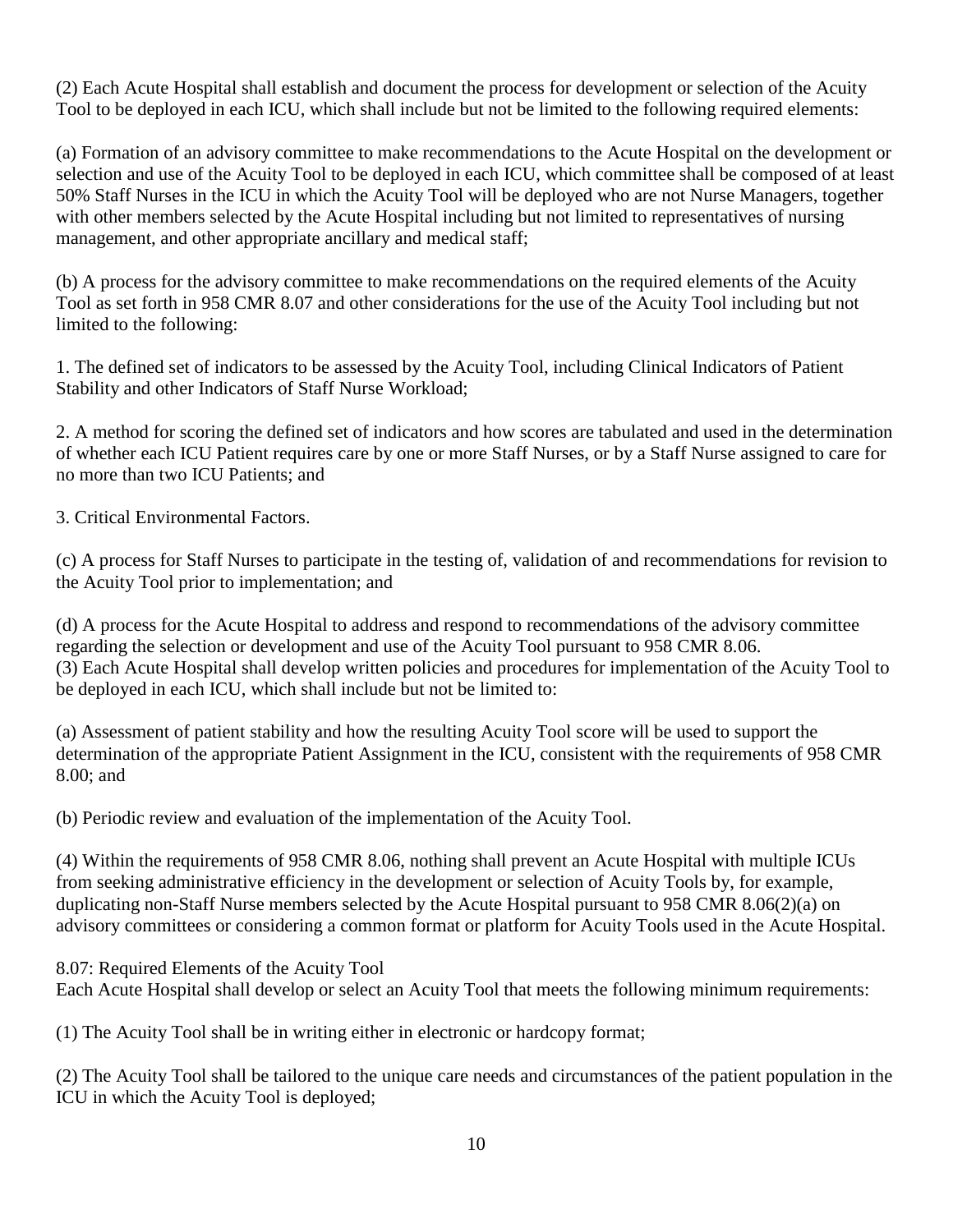(2) Each Acute Hospital shall establish and document the process for development or selection of the Acuity Tool to be deployed in each ICU, which shall include but not be limited to the following required elements:

(a) Formation of an advisory committee to make recommendations to the Acute Hospital on the development or selection and use of the Acuity Tool to be deployed in each ICU, which committee shall be composed of at least 50% Staff Nurses in the ICU in which the Acuity Tool will be deployed who are not Nurse Managers, together with other members selected by the Acute Hospital including but not limited to representatives of nursing management, and other appropriate ancillary and medical staff;

(b) A process for the advisory committee to make recommendations on the required elements of the Acuity Tool as set forth in 958 CMR 8.07 and other considerations for the use of the Acuity Tool including but not limited to the following:

1. The defined set of indicators to be assessed by the Acuity Tool, including Clinical Indicators of Patient Stability and other Indicators of Staff Nurse Workload;

2. A method for scoring the defined set of indicators and how scores are tabulated and used in the determination of whether each ICU Patient requires care by one or more Staff Nurses, or by a Staff Nurse assigned to care for no more than two ICU Patients; and

3. Critical Environmental Factors.

(c) A process for Staff Nurses to participate in the testing of, validation of and recommendations for revision to the Acuity Tool prior to implementation; and

(d) A process for the Acute Hospital to address and respond to recommendations of the advisory committee regarding the selection or development and use of the Acuity Tool pursuant to 958 CMR 8.06.

(3) Each Acute Hospital shall develop written policies and procedures for implementation of the Acuity Tool to be deployed in each ICU, which shall include but not be limited to:

(a) Assessment of patient stability and how the resulting Acuity Tool score will be used to support the determination of the appropriate Patient Assignment in the ICU, consistent with the requirements of 958 CMR 8.00; and

(b) Periodic review and evaluation of the implementation of the Acuity Tool.

(4) Within the requirements of 958 CMR 8.06, nothing shall prevent an Acute Hospital with multiple ICUs from seeking administrative efficiency in the development or selection of Acuity Tools by, for example, duplicating non-Staff Nurse members selected by the Acute Hospital pursuant to 958 CMR 8.06(2)(a) on advisory committees or considering a common format or platform for Acuity Tools used in the Acute Hospital.

8.07: Required Elements of the Acuity Tool

Each Acute Hospital shall develop or select an Acuity Tool that meets the following minimum requirements:

(1) The Acuity Tool shall be in writing either in electronic or hardcopy format;

(2) The Acuity Tool shall be tailored to the unique care needs and circumstances of the patient population in the ICU in which the Acuity Tool is deployed;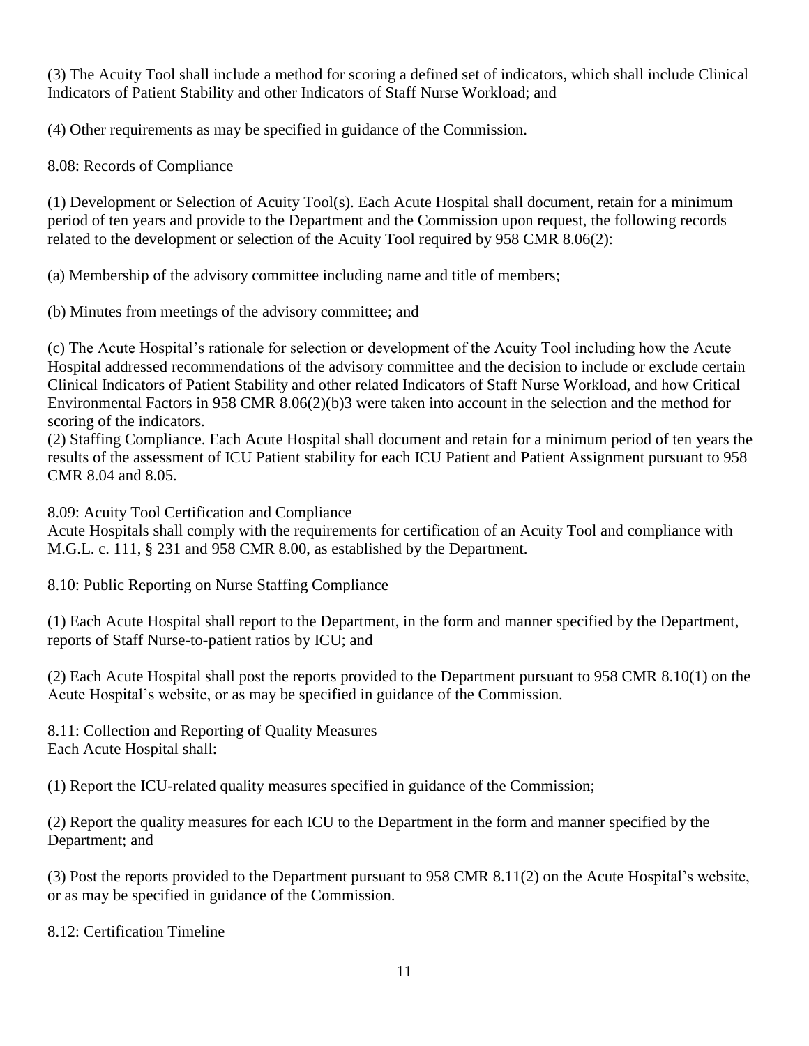(3) The Acuity Tool shall include a method for scoring a defined set of indicators, which shall include Clinical Indicators of Patient Stability and other Indicators of Staff Nurse Workload; and

(4) Other requirements as may be specified in guidance of the Commission.

8.08: Records of Compliance

(1) Development or Selection of Acuity Tool(s). Each Acute Hospital shall document, retain for a minimum period of ten years and provide to the Department and the Commission upon request, the following records related to the development or selection of the Acuity Tool required by 958 CMR 8.06(2):

(a) Membership of the advisory committee including name and title of members;

(b) Minutes from meetings of the advisory committee; and

(c) The Acute Hospital's rationale for selection or development of the Acuity Tool including how the Acute Hospital addressed recommendations of the advisory committee and the decision to include or exclude certain Clinical Indicators of Patient Stability and other related Indicators of Staff Nurse Workload, and how Critical Environmental Factors in 958 CMR 8.06(2)(b)3 were taken into account in the selection and the method for scoring of the indicators.

(2) Staffing Compliance. Each Acute Hospital shall document and retain for a minimum period of ten years the results of the assessment of ICU Patient stability for each ICU Patient and Patient Assignment pursuant to 958 CMR 8.04 and 8.05.

8.09: Acuity Tool Certification and Compliance

Acute Hospitals shall comply with the requirements for certification of an Acuity Tool and compliance with M.G.L. c. 111, § 231 and 958 CMR 8.00, as established by the Department.

8.10: Public Reporting on Nurse Staffing Compliance

(1) Each Acute Hospital shall report to the Department, in the form and manner specified by the Department, reports of Staff Nurse-to-patient ratios by ICU; and

(2) Each Acute Hospital shall post the reports provided to the Department pursuant to 958 CMR 8.10(1) on the Acute Hospital's website, or as may be specified in guidance of the Commission.

8.11: Collection and Reporting of Quality Measures

Each Acute Hospital shall:

(1) Report the ICU-related quality measures specified in guidance of the Commission;

(2) Report the quality measures for each ICU to the Department in the form and manner specified by the Department; and

(3) Post the reports provided to the Department pursuant to 958 CMR 8.11(2) on the Acute Hospital's website, or as may be specified in guidance of the Commission.

8.12: Certification Timeline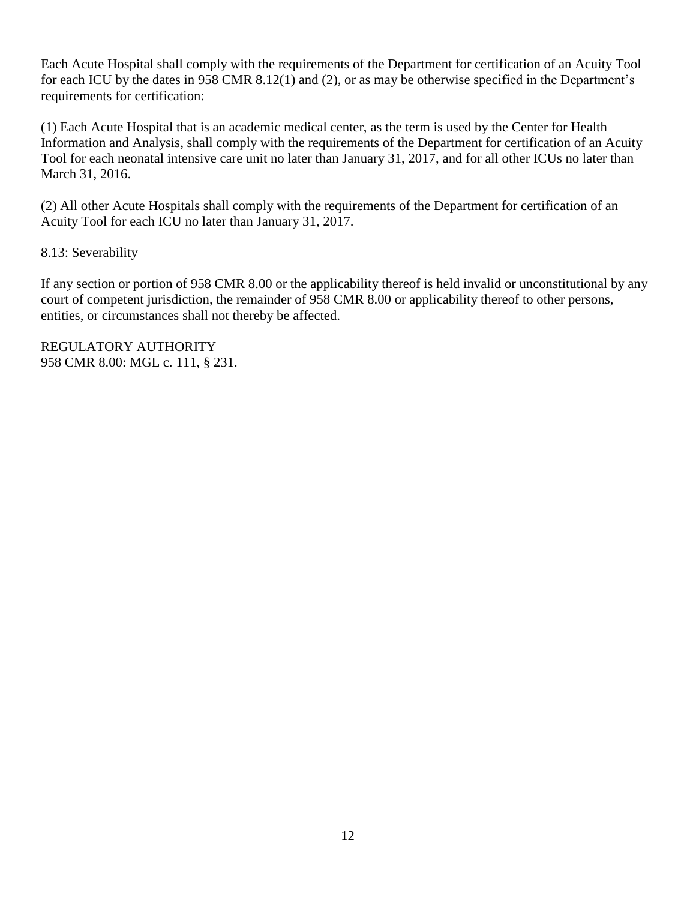Each Acute Hospital shall comply with the requirements of the Department for certification of an Acuity Tool for each ICU by the dates in 958 CMR 8.12(1) and (2), or as may be otherwise specified in the Department's requirements for certification:

(1) Each Acute Hospital that is an academic medical center, as the term is used by the Center for Health Information and Analysis, shall comply with the requirements of the Department for certification of an Acuity Tool for each neonatal intensive care unit no later than January 31, 2017, and for all other ICUs no later than March 31, 2016.

(2) All other Acute Hospitals shall comply with the requirements of the Department for certification of an Acuity Tool for each ICU no later than January 31, 2017.

8.13: Severability

If any section or portion of 958 CMR 8.00 or the applicability thereof is held invalid or unconstitutional by any court of competent jurisdiction, the remainder of 958 CMR 8.00 or applicability thereof to other persons, entities, or circumstances shall not thereby be affected.

REGULATORY AUTHORITY
958 CMR 8.00: MGL c. 111, § 231.